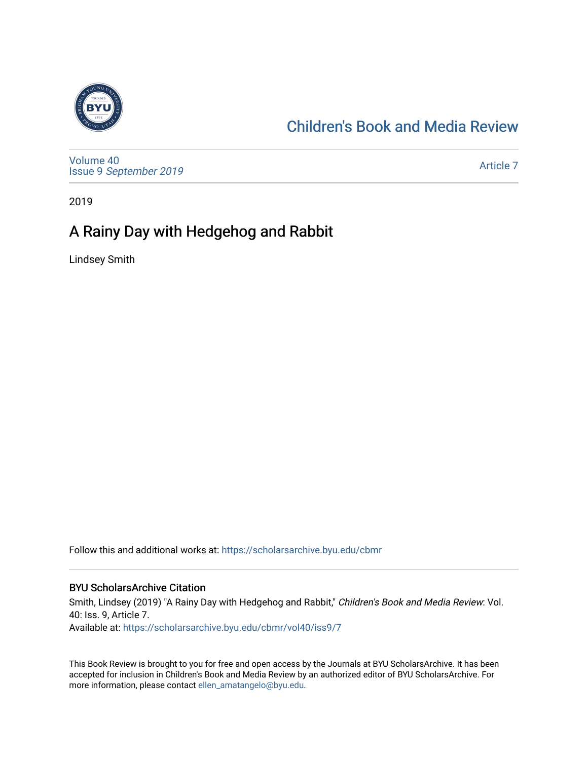Children's Book and Media Review

Volume 40
Issue 9 *September 2019*

Article 7

2019

# A Rainy Day with Hedgehog and Rabbit

Lindsey Smith

Follow this and additional works at: https://scholarsarchive.byu.edu/cbmr

## BYU ScholarsArchive Citation

Smith, Lindsey (2019) "A Rainy Day with Hedgehog and Rabbit," *Children's Book and Media Review*: Vol. 40: Iss. 9, Article 7.
Available at: https://scholarsarchive.byu.edu/cbmr/vol40/iss9/7

This Book Review is brought to you for free and open access by the Journals at BYU ScholarsArchive. It has been accepted for inclusion in Children's Book and Media Review by an authorized editor of BYU ScholarsArchive. For more information, please contact ellen_amatangelo@byu.edu.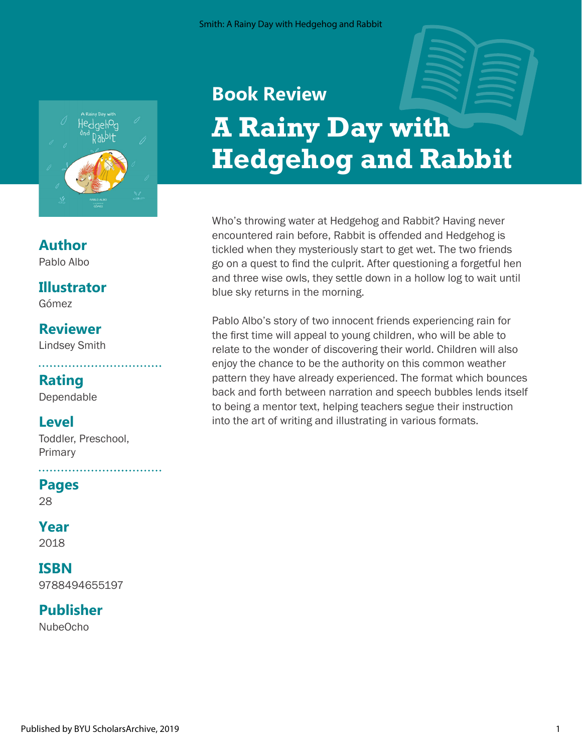## Book Review

# A Rainy Day with Hedgehog and Rabbit

### Author
Pablo Albo

### Illustrator
Gómez

### Reviewer
Lindsey Smith

### Rating
Dependable

### Level
Toddler, Preschool, Primary

### Pages
28

### Year
2018

### ISBN
9788494655197

### Publisher
NubeOcho

Who's throwing water at Hedgehog and Rabbit? Having never encountered rain before, Rabbit is offended and Hedgehog is tickled when they mysteriously start to get wet. The two friends go on a quest to find the culprit. After questioning a forgetful hen and three wise owls, they settle down in a hollow log to wait until blue sky returns in the morning.

Pablo Albo's story of two innocent friends experiencing rain for the first time will appeal to young children, who will be able to relate to the wonder of discovering their world. Children will also enjoy the chance to be the authority on this common weather pattern they have already experienced. The format which bounces back and forth between narration and speech bubbles lends itself to being a mentor text, helping teachers segue their instruction into the art of writing and illustrating in various formats.